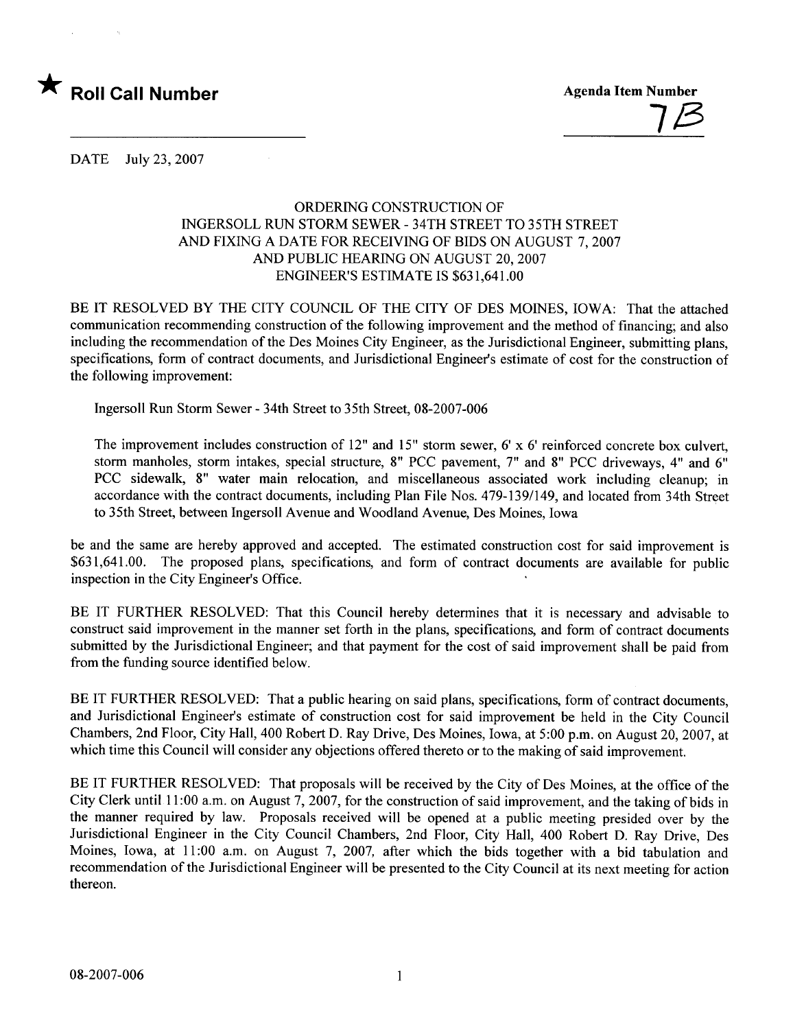★ **Roll Call Number**

**Agenda Item Number**

7B

DATE July 23, 2007

ORDERING CONSTRUCTION OF
INGERSOLL RUN STORM SEWER - 34TH STREET TO 35TH STREET
AND FIXING A DATE FOR RECEIVING OF BIDS ON AUGUST 7, 2007
AND PUBLIC HEARING ON AUGUST 20, 2007
ENGINEER'S ESTIMATE IS $631,641.00

BE IT RESOLVED BY THE CITY COUNCIL OF THE CITY OF DES MOINES, IOWA: That the attached communication recommending construction of the following improvement and the method of financing; and also including the recommendation of the Des Moines City Engineer, as the Jurisdictional Engineer, submitting plans, specifications, form of contract documents, and Jurisdictional Engineer's estimate of cost for the construction of the following improvement:

Ingersoll Run Storm Sewer - 34th Street to 35th Street, 08-2007-006

The improvement includes construction of 12" and 15" storm sewer, 6' x 6' reinforced concrete box culvert, storm manholes, storm intakes, special structure, 8" PCC pavement, 7" and 8" PCC driveways, 4" and 6" PCC sidewalk, 8" water main relocation, and miscellaneous associated work including cleanup; in accordance with the contract documents, including Plan File Nos. 479-139/149, and located from 34th Street to 35th Street, between Ingersoll Avenue and Woodland Avenue, Des Moines, Iowa

be and the same are hereby approved and accepted. The estimated construction cost for said improvement is $631,641.00. The proposed plans, specifications, and form of contract documents are available for public inspection in the City Engineer's Office.

BE IT FURTHER RESOLVED: That this Council hereby determines that it is necessary and advisable to construct said improvement in the manner set forth in the plans, specifications, and form of contract documents submitted by the Jurisdictional Engineer; and that payment for the cost of said improvement shall be paid from from the funding source identified below.

BE IT FURTHER RESOLVED: That a public hearing on said plans, specifications, form of contract documents, and Jurisdictional Engineer's estimate of construction cost for said improvement be held in the City Council Chambers, 2nd Floor, City Hall, 400 Robert D. Ray Drive, Des Moines, Iowa, at 5:00 p.m. on August 20, 2007, at which time this Council will consider any objections offered thereto or to the making of said improvement.

BE IT FURTHER RESOLVED: That proposals will be received by the City of Des Moines, at the office of the City Clerk until 11:00 a.m. on August 7, 2007, for the construction of said improvement, and the taking of bids in the manner required by law. Proposals received will be opened at a public meeting presided over by the Jurisdictional Engineer in the City Council Chambers, 2nd Floor, City Hall, 400 Robert D. Ray Drive, Des Moines, Iowa, at 11:00 a.m. on August 7, 2007, after which the bids together with a bid tabulation and recommendation of the Jurisdictional Engineer will be presented to the City Council at its next meeting for action thereon.

08-2007-006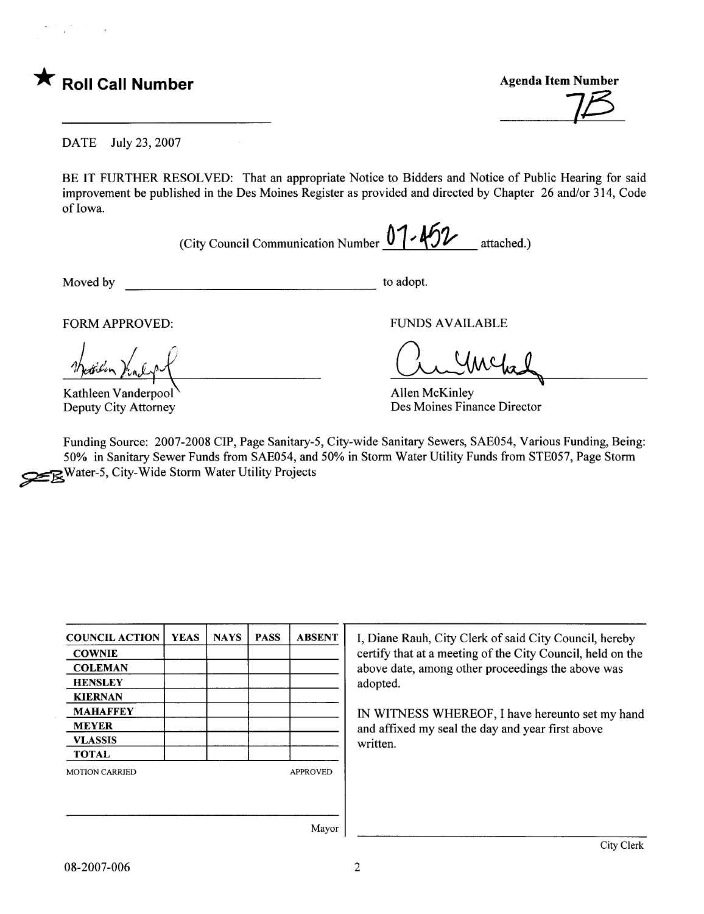★ **Roll Call Number**

**Agenda Item Number**

7B

DATE July 23, 2007

BE IT FURTHER RESOLVED: That an appropriate Notice to Bidders and Notice of Public Hearing for said improvement be published in the Des Moines Register as provided and directed by Chapter 26 and/or 314, Code of Iowa.

(City Council Communication Number 07-452 attached.)

Moved by ______________________ to adopt.

FORM APPROVED:

Kathleen Vanderpool
Deputy City Attorney

FUNDS AVAILABLE

Allen McKinley
Des Moines Finance Director

Funding Source: 2007-2008 CIP, Page Sanitary-5, City-wide Sanitary Sewers, SAE054, Various Funding, Being: 50% in Sanitary Sewer Funds from SAE054, and 50% in Storm Water Utility Funds from STE057, Page Storm Water-5, City-Wide Storm Water Utility Projects

| COUNCIL ACTION | YEAS | NAYS | PASS | ABSENT |
|---|---|---|---|---|
| COWNIE | | | | |
| COLEMAN | | | | |
| HENSLEY | | | | |
| KIERNAN | | | | |
| MAHAFFEY | | | | |
| MEYER | | | | |
| VLASSIS | | | | |
| TOTAL | | | | |

MOTION CARRIED APPROVED

______________________ Mayor

I, Diane Rauh, City Clerk of said City Council, hereby certify that at a meeting of the City Council, held on the above date, among other proceedings the above was adopted.

IN WITNESS WHEREOF, I have hereunto set my hand and affixed my seal the day and year first above written.

______________________ City Clerk

08-2007-006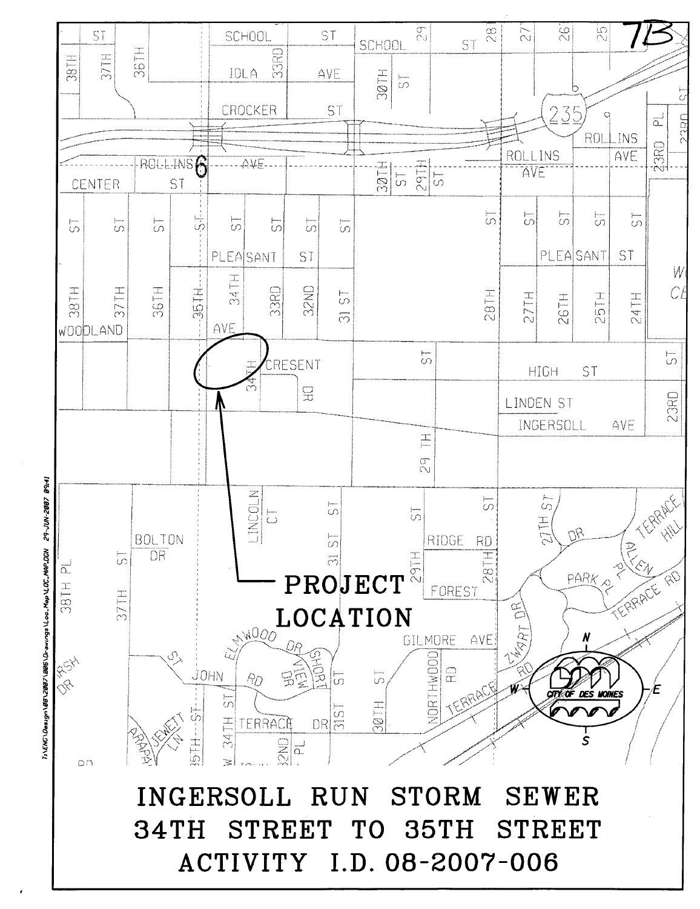7B

PROJECT LOCATION

# INGERSOLL RUN STORM SEWER
# 34TH STREET TO 35TH STREET
# ACTIVITY I.D. 08-2007-006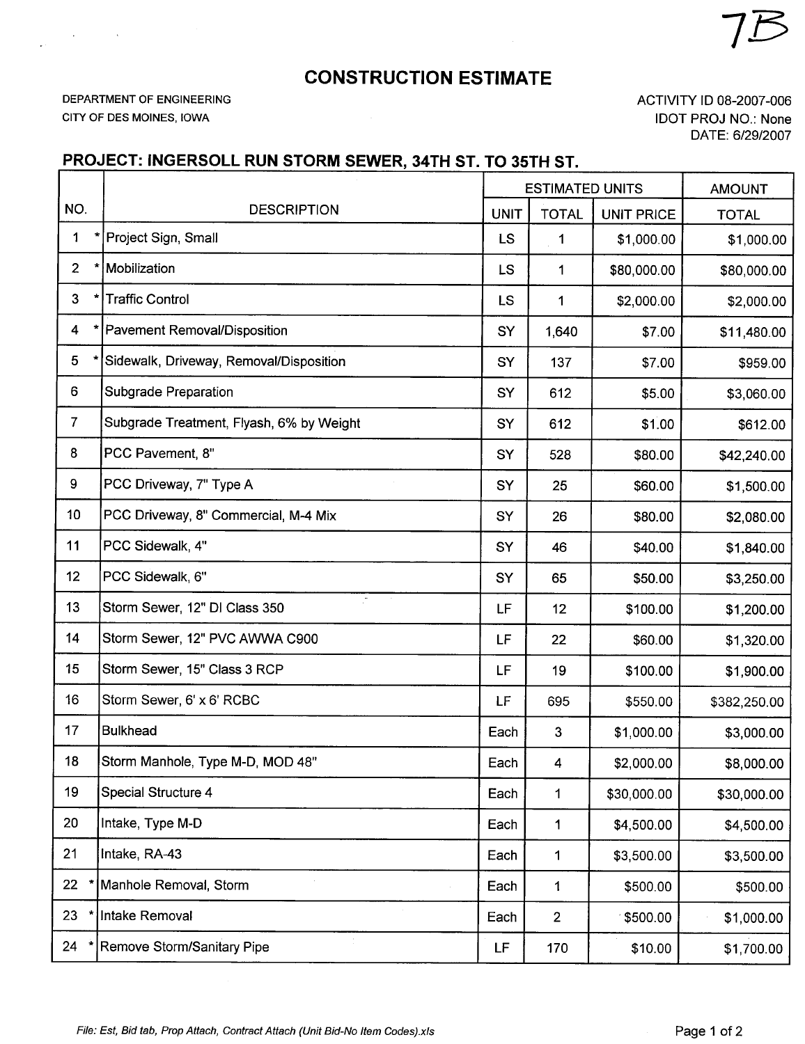7B

# CONSTRUCTION ESTIMATE

DEPARTMENT OF ENGINEERING
CITY OF DES MOINES, IOWA

ACTIVITY ID 08-2007-006
IDOT PROJ NO.: None
DATE: 6/29/2007

## PROJECT: INGERSOLL RUN STORM SEWER, 34TH ST. TO 35TH ST.

| NO. | DESCRIPTION | ESTIMATED UNITS | | | AMOUNT |
|---|---|---|---|---|---|
| | | UNIT | TOTAL | UNIT PRICE | TOTAL |
| 1 * | Project Sign, Small | LS | 1 | $1,000.00 | $1,000.00 |
| 2 * | Mobilization | LS | 1 | $80,000.00 | $80,000.00 |
| 3 * | Traffic Control | LS | 1 | $2,000.00 | $2,000.00 |
| 4 * | Pavement Removal/Disposition | SY | 1,640 | $7.00 | $11,480.00 |
| 5 * | Sidewalk, Driveway, Removal/Disposition | SY | 137 | $7.00 | $959.00 |
| 6 | Subgrade Preparation | SY | 612 | $5.00 | $3,060.00 |
| 7 | Subgrade Treatment, Flyash, 6% by Weight | SY | 612 | $1.00 | $612.00 |
| 8 | PCC Pavement, 8" | SY | 528 | $80.00 | $42,240.00 |
| 9 | PCC Driveway, 7" Type A | SY | 25 | $60.00 | $1,500.00 |
| 10 | PCC Driveway, 8" Commercial, M-4 Mix | SY | 26 | $80.00 | $2,080.00 |
| 11 | PCC Sidewalk, 4" | SY | 46 | $40.00 | $1,840.00 |
| 12 | PCC Sidewalk, 6" | SY | 65 | $50.00 | $3,250.00 |
| 13 | Storm Sewer, 12" DI Class 350 | LF | 12 | $100.00 | $1,200.00 |
| 14 | Storm Sewer, 12" PVC AWWA C900 | LF | 22 | $60.00 | $1,320.00 |
| 15 | Storm Sewer, 15" Class 3 RCP | LF | 19 | $100.00 | $1,900.00 |
| 16 | Storm Sewer, 6' x 6' RCBC | LF | 695 | $550.00 | $382,250.00 |
| 17 | Bulkhead | Each | 3 | $1,000.00 | $3,000.00 |
| 18 | Storm Manhole, Type M-D, MOD 48" | Each | 4 | $2,000.00 | $8,000.00 |
| 19 | Special Structure 4 | Each | 1 | $30,000.00 | $30,000.00 |
| 20 | Intake, Type M-D | Each | 1 | $4,500.00 | $4,500.00 |
| 21 | Intake, RA-43 | Each | 1 | $3,500.00 | $3,500.00 |
| 22 * | Manhole Removal, Storm | Each | 1 | $500.00 | $500.00 |
| 23 * | Intake Removal | Each | 2 | $500.00 | $1,000.00 |
| 24 * | Remove Storm/Sanitary Pipe | LF | 170 | $10.00 | $1,700.00 |

*File: Est, Bid tab, Prop Attach, Contract Attach (Unit Bid-No Item Codes).xls*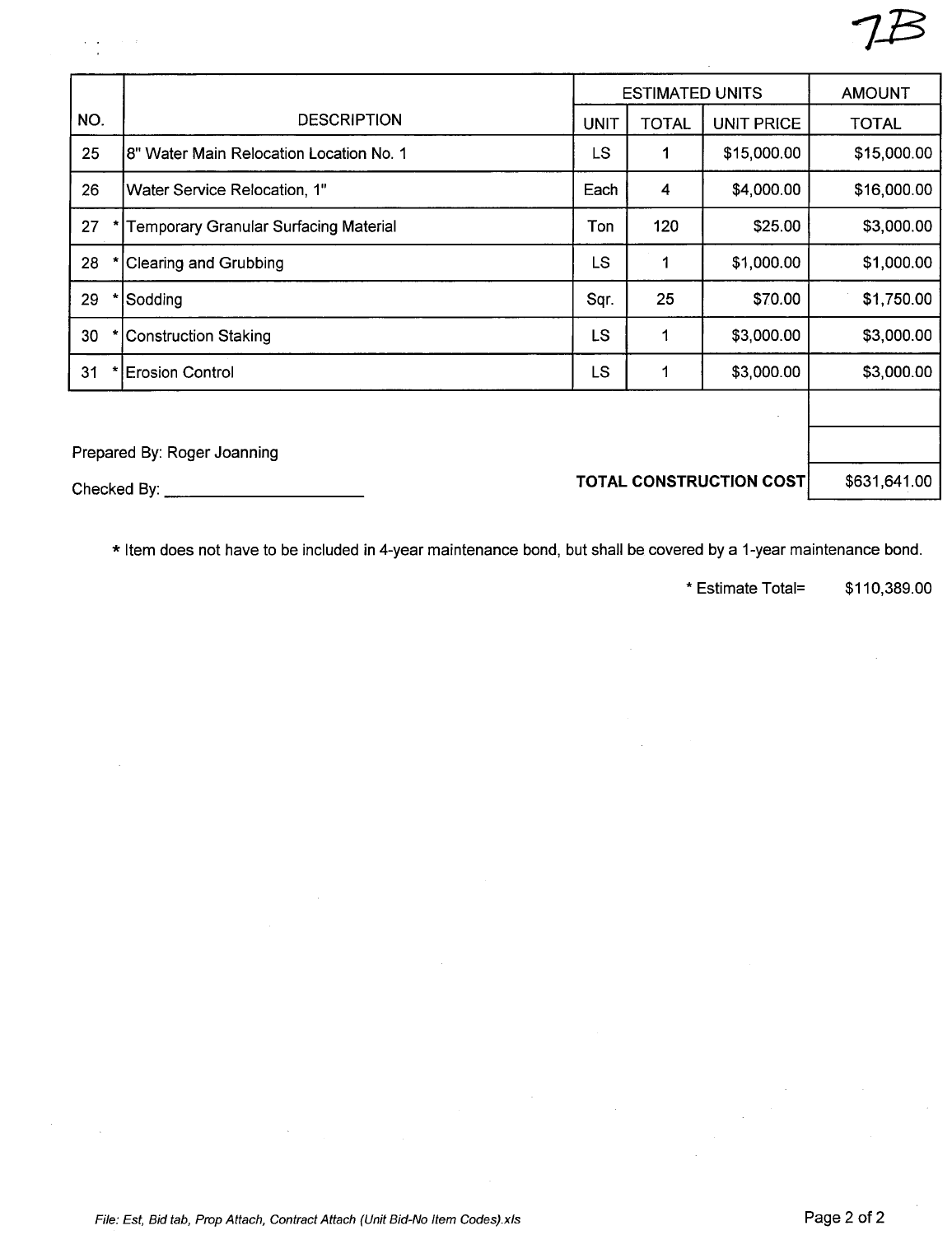7B

| NO. | DESCRIPTION | ESTIMATED UNITS | | | AMOUNT |
|---|---|---|---|---|---|
| | | UNIT | TOTAL | UNIT PRICE | TOTAL |
| 25 | 8" Water Main Relocation Location No. 1 | LS | 1 | $15,000.00 | $15,000.00 |
| 26 | Water Service Relocation, 1" | Each | 4 | $4,000.00 | $16,000.00 |
| 27 * | Temporary Granular Surfacing Material | Ton | 120 | $25.00 | $3,000.00 |
| 28 * | Clearing and Grubbing | LS | 1 | $1,000.00 | $1,000.00 |
| 29 * | Sodding | Sqr. | 25 | $70.00 | $1,750.00 |
| 30 * | Construction Staking | LS | 1 | $3,000.00 | $3,000.00 |
| 31 * | Erosion Control | LS | 1 | $3,000.00 | $3,000.00 |

Prepared By: Roger Joanning

Checked By: ______________________

**TOTAL CONSTRUCTION COST** $631,641.00

* Item does not have to be included in 4-year maintenance bond, but shall be covered by a 1-year maintenance bond.

* Estimate Total= $110,389.00

*File: Est, Bid tab, Prop Attach, Contract Attach (Unit Bid-No Item Codes).xls*